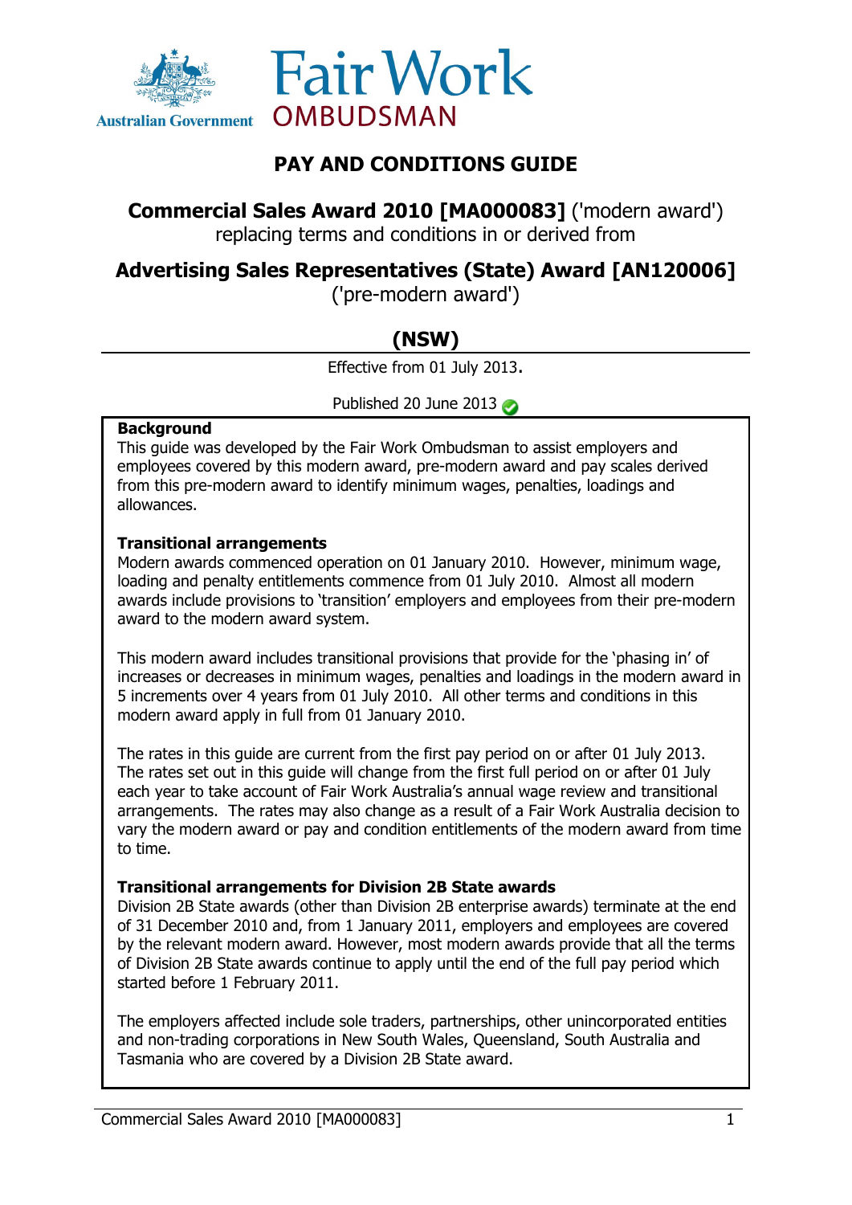Australian Government

Fair Work OMBUDSMAN

# PAY AND CONDITIONS GUIDE

## **Commercial Sales Award 2010 [MA000083]** ('modern award')

replacing terms and conditions in or derived from

## **Advertising Sales Representatives (State) Award [AN120006]**

('pre-modern award')

## (NSW)

Effective from 01 July 2013.

Published 20 June 2013

**Background**

This guide was developed by the Fair Work Ombudsman to assist employers and employees covered by this modern award, pre-modern award and pay scales derived from this pre-modern award to identify minimum wages, penalties, loadings and allowances.

**Transitional arrangements**

Modern awards commenced operation on 01 January 2010. However, minimum wage, loading and penalty entitlements commence from 01 July 2010. Almost all modern awards include provisions to 'transition' employers and employees from their pre-modern award to the modern award system.

This modern award includes transitional provisions that provide for the 'phasing in' of increases or decreases in minimum wages, penalties and loadings in the modern award in 5 increments over 4 years from 01 July 2010. All other terms and conditions in this modern award apply in full from 01 January 2010.

The rates in this guide are current from the first pay period on or after 01 July 2013. The rates set out in this guide will change from the first full period on or after 01 July each year to take account of Fair Work Australia's annual wage review and transitional arrangements. The rates may also change as a result of a Fair Work Australia decision to vary the modern award or pay and condition entitlements of the modern award from time to time.

**Transitional arrangements for Division 2B State awards**

Division 2B State awards (other than Division 2B enterprise awards) terminate at the end of 31 December 2010 and, from 1 January 2011, employers and employees are covered by the relevant modern award. However, most modern awards provide that all the terms of Division 2B State awards continue to apply until the end of the full pay period which started before 1 February 2011.

The employers affected include sole traders, partnerships, other unincorporated entities and non-trading corporations in New South Wales, Queensland, South Australia and Tasmania who are covered by a Division 2B State award.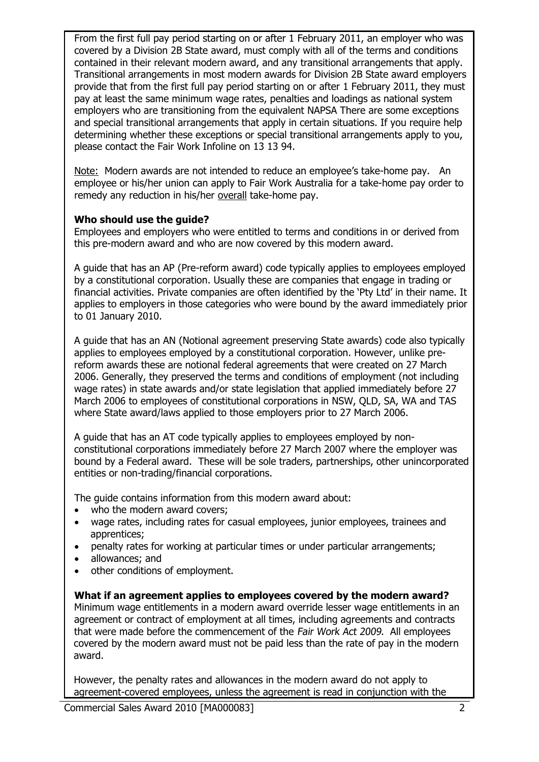From the first full pay period starting on or after 1 February 2011, an employer who was covered by a Division 2B State award, must comply with all of the terms and conditions contained in their relevant modern award, and any transitional arrangements that apply. Transitional arrangements in most modern awards for Division 2B State award employers provide that from the first full pay period starting on or after 1 February 2011, they must pay at least the same minimum wage rates, penalties and loadings as national system employers who are transitioning from the equivalent NAPSA There are some exceptions and special transitional arrangements that apply in certain situations. If you require help determining whether these exceptions or special transitional arrangements apply to you, please contact the Fair Work Infoline on 13 13 94.

Note: Modern awards are not intended to reduce an employee's take-home pay. An employee or his/her union can apply to Fair Work Australia for a take-home pay order to remedy any reduction in his/her overall take-home pay.

**Who should use the guide?**

Employees and employers who were entitled to terms and conditions in or derived from this pre-modern award and who are now covered by this modern award.

A guide that has an AP (Pre-reform award) code typically applies to employees employed by a constitutional corporation. Usually these are companies that engage in trading or financial activities. Private companies are often identified by the 'Pty Ltd' in their name. It applies to employers in those categories who were bound by the award immediately prior to 01 January 2010.

A guide that has an AN (Notional agreement preserving State awards) code also typically applies to employees employed by a constitutional corporation. However, unlike pre-reform awards these are notional federal agreements that were created on 27 March 2006. Generally, they preserved the terms and conditions of employment (not including wage rates) in state awards and/or state legislation that applied immediately before 27 March 2006 to employees of constitutional corporations in NSW, QLD, SA, WA and TAS where State award/laws applied to those employers prior to 27 March 2006.

A guide that has an AT code typically applies to employees employed by non-constitutional corporations immediately before 27 March 2007 where the employer was bound by a Federal award. These will be sole traders, partnerships, other unincorporated entities or non-trading/financial corporations.

The guide contains information from this modern award about:

- who the modern award covers;
- wage rates, including rates for casual employees, junior employees, trainees and apprentices;
- penalty rates for working at particular times or under particular arrangements;
- allowances; and
- other conditions of employment.

**What if an agreement applies to employees covered by the modern award?**

Minimum wage entitlements in a modern award override lesser wage entitlements in an agreement or contract of employment at all times, including agreements and contracts that were made before the commencement of the *Fair Work Act 2009*. All employees covered by the modern award must not be paid less than the rate of pay in the modern award.

However, the penalty rates and allowances in the modern award do not apply to agreement-covered employees, unless the agreement is read in conjunction with the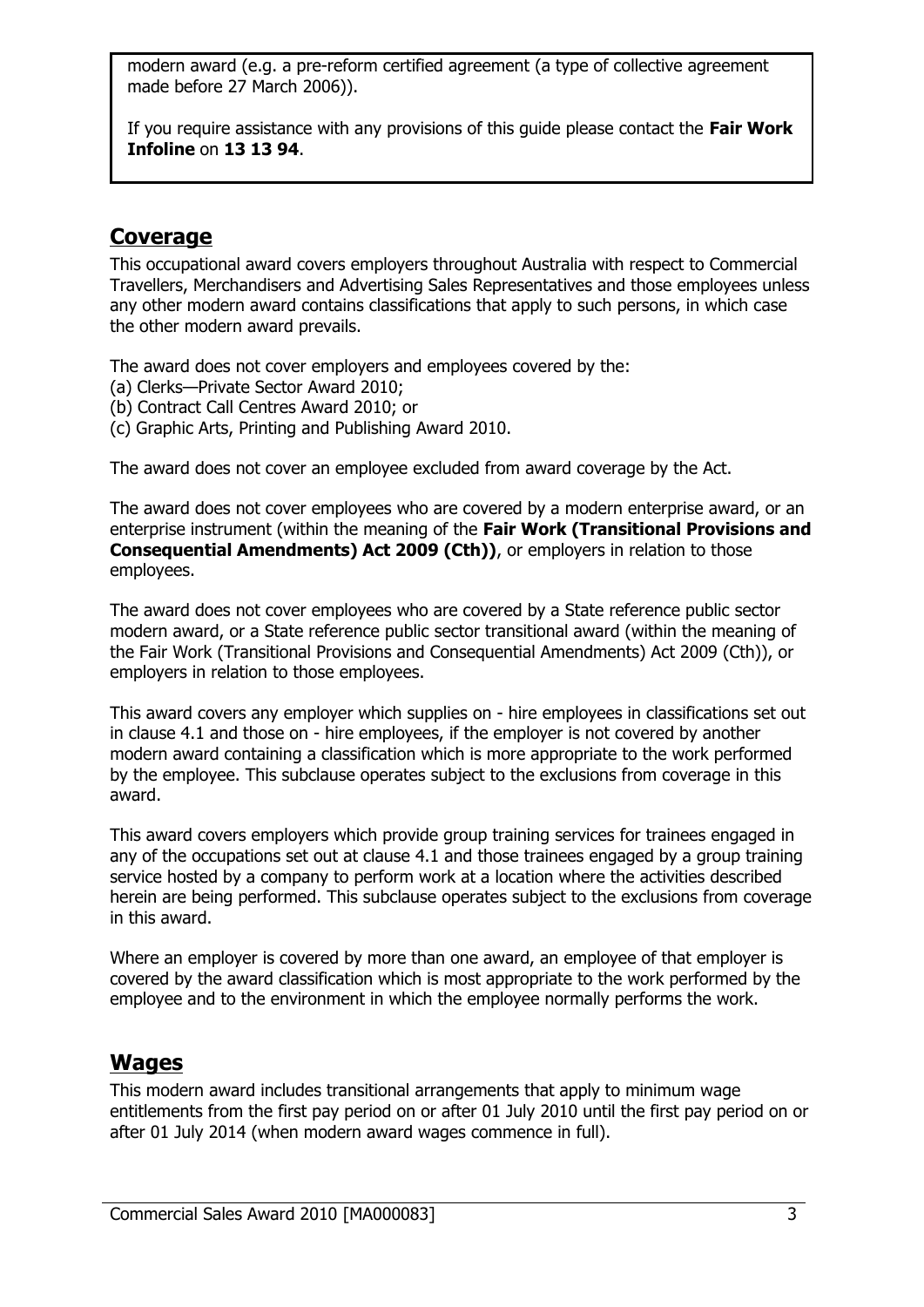modern award (e.g. a pre-reform certified agreement (a type of collective agreement made before 27 March 2006)).

If you require assistance with any provisions of this guide please contact the **Fair Work Infoline** on **13 13 94**.

## Coverage

This occupational award covers employers throughout Australia with respect to Commercial Travellers, Merchandisers and Advertising Sales Representatives and those employees unless any other modern award contains classifications that apply to such persons, in which case the other modern award prevails.

The award does not cover employers and employees covered by the:
(a) Clerks—Private Sector Award 2010;
(b) Contract Call Centres Award 2010; or
(c) Graphic Arts, Printing and Publishing Award 2010.

The award does not cover an employee excluded from award coverage by the Act.

The award does not cover employees who are covered by a modern enterprise award, or an enterprise instrument (within the meaning of the **Fair Work (Transitional Provisions and Consequential Amendments) Act 2009 (Cth))**, or employers in relation to those employees.

The award does not cover employees who are covered by a State reference public sector modern award, or a State reference public sector transitional award (within the meaning of the Fair Work (Transitional Provisions and Consequential Amendments) Act 2009 (Cth)), or employers in relation to those employees.

This award covers any employer which supplies on - hire employees in classifications set out in clause 4.1 and those on - hire employees, if the employer is not covered by another modern award containing a classification which is more appropriate to the work performed by the employee. This subclause operates subject to the exclusions from coverage in this award.

This award covers employers which provide group training services for trainees engaged in any of the occupations set out at clause 4.1 and those trainees engaged by a group training service hosted by a company to perform work at a location where the activities described herein are being performed. This subclause operates subject to the exclusions from coverage in this award.

Where an employer is covered by more than one award, an employee of that employer is covered by the award classification which is most appropriate to the work performed by the employee and to the environment in which the employee normally performs the work.

## Wages

This modern award includes transitional arrangements that apply to minimum wage entitlements from the first pay period on or after 01 July 2010 until the first pay period on or after 01 July 2014 (when modern award wages commence in full).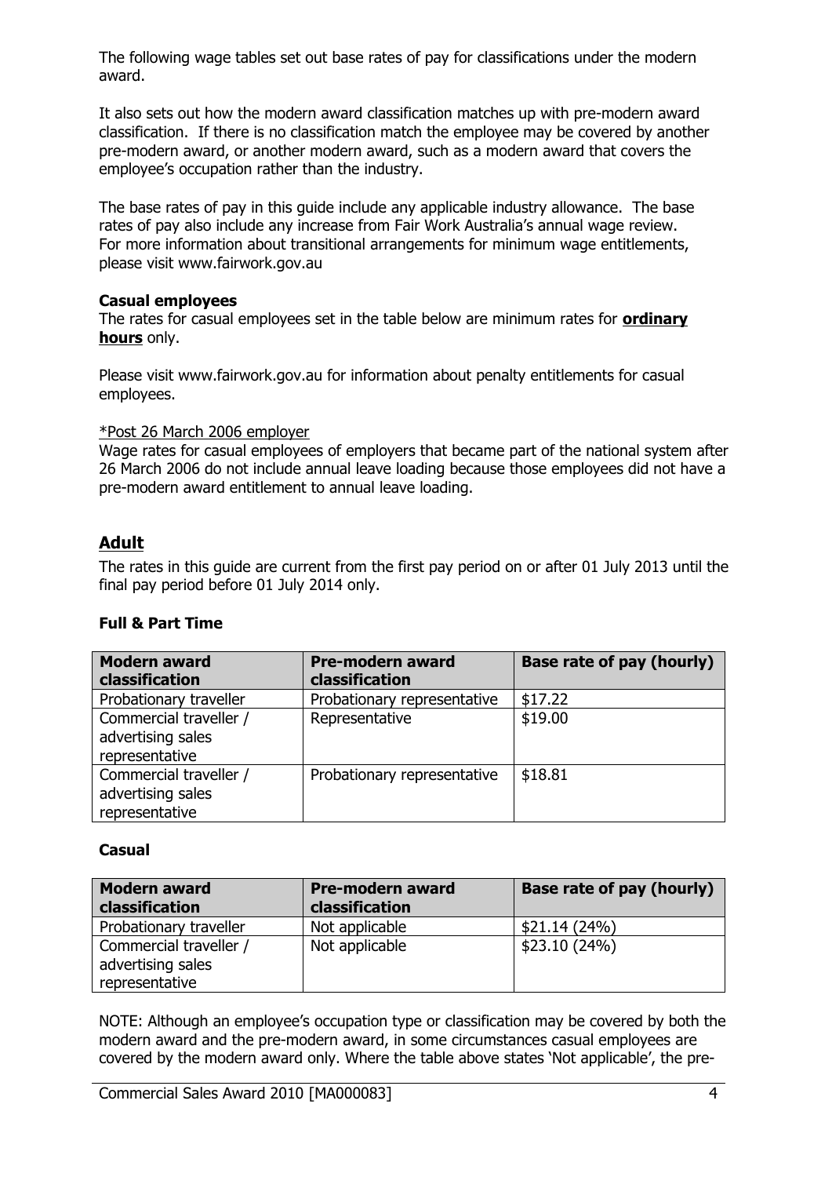The following wage tables set out base rates of pay for classifications under the modern award.

It also sets out how the modern award classification matches up with pre-modern award classification. If there is no classification match the employee may be covered by another pre-modern award, or another modern award, such as a modern award that covers the employee's occupation rather than the industry.

The base rates of pay in this guide include any applicable industry allowance. The base rates of pay also include any increase from Fair Work Australia's annual wage review. For more information about transitional arrangements for minimum wage entitlements, please visit www.fairwork.gov.au

**Casual employees**

The rates for casual employees set in the table below are minimum rates for **ordinary hours** only.

Please visit www.fairwork.gov.au for information about penalty entitlements for casual employees.

*Post 26 March 2006 employer

Wage rates for casual employees of employers that became part of the national system after 26 March 2006 do not include annual leave loading because those employees did not have a pre-modern award entitlement to annual leave loading.

## Adult

The rates in this guide are current from the first pay period on or after 01 July 2013 until the final pay period before 01 July 2014 only.

### Full & Part Time

| Modern award classification | Pre-modern award classification | Base rate of pay (hourly) |
| --- | --- | --- |
| Probationary traveller | Probationary representative | $17.22 |
| Commercial traveller / advertising sales representative | Representative | $19.00 |
| Commercial traveller / advertising sales representative | Probationary representative | $18.81 |

### Casual

| Modern award classification | Pre-modern award classification | Base rate of pay (hourly) |
| --- | --- | --- |
| Probationary traveller | Not applicable | $21.14 (24%) |
| Commercial traveller / advertising sales representative | Not applicable | $23.10 (24%) |

NOTE: Although an employee's occupation type or classification may be covered by both the modern award and the pre-modern award, in some circumstances casual employees are covered by the modern award only. Where the table above states 'Not applicable', the pre-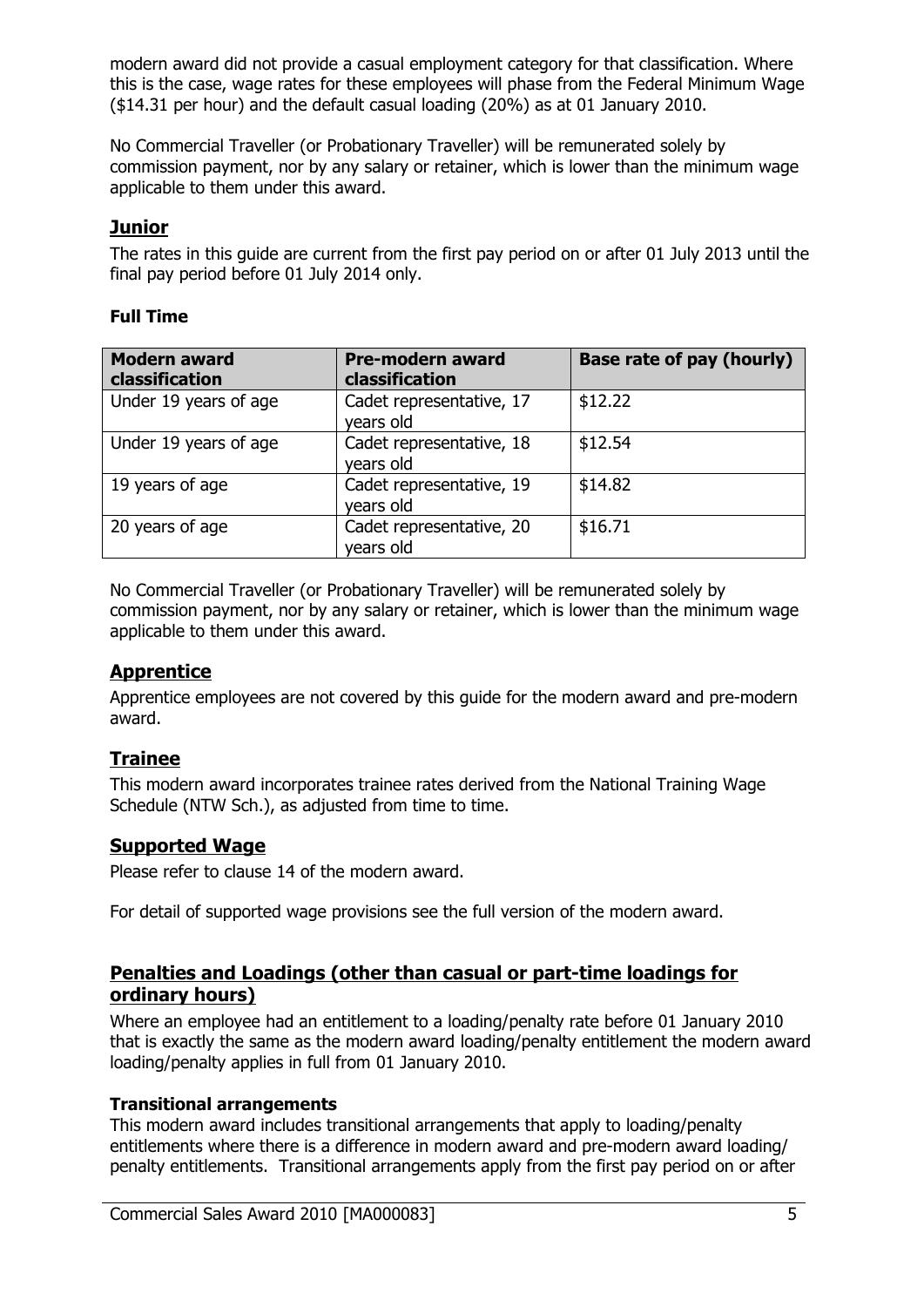modern award did not provide a casual employment category for that classification. Where this is the case, wage rates for these employees will phase from the Federal Minimum Wage ($14.31 per hour) and the default casual loading (20%) as at 01 January 2010.

No Commercial Traveller (or Probationary Traveller) will be remunerated solely by commission payment, nor by any salary or retainer, which is lower than the minimum wage applicable to them under this award.

## Junior

The rates in this guide are current from the first pay period on or after 01 July 2013 until the final pay period before 01 July 2014 only.

### Full Time

| Modern award classification | Pre-modern award classification | Base rate of pay (hourly) |
| --- | --- | --- |
| Under 19 years of age | Cadet representative, 17 years old | $12.22 |
| Under 19 years of age | Cadet representative, 18 years old | $12.54 |
| 19 years of age | Cadet representative, 19 years old | $14.82 |
| 20 years of age | Cadet representative, 20 years old | $16.71 |

No Commercial Traveller (or Probationary Traveller) will be remunerated solely by commission payment, nor by any salary or retainer, which is lower than the minimum wage applicable to them under this award.

## Apprentice

Apprentice employees are not covered by this guide for the modern award and pre-modern award.

## Trainee

This modern award incorporates trainee rates derived from the National Training Wage Schedule (NTW Sch.), as adjusted from time to time.

## Supported Wage

Please refer to clause 14 of the modern award.

For detail of supported wage provisions see the full version of the modern award.

## Penalties and Loadings (other than casual or part-time loadings for ordinary hours)

Where an employee had an entitlement to a loading/penalty rate before 01 January 2010 that is exactly the same as the modern award loading/penalty entitlement the modern award loading/penalty applies in full from 01 January 2010.

### Transitional arrangements

This modern award includes transitional arrangements that apply to loading/penalty entitlements where there is a difference in modern award and pre-modern award loading/ penalty entitlements. Transitional arrangements apply from the first pay period on or after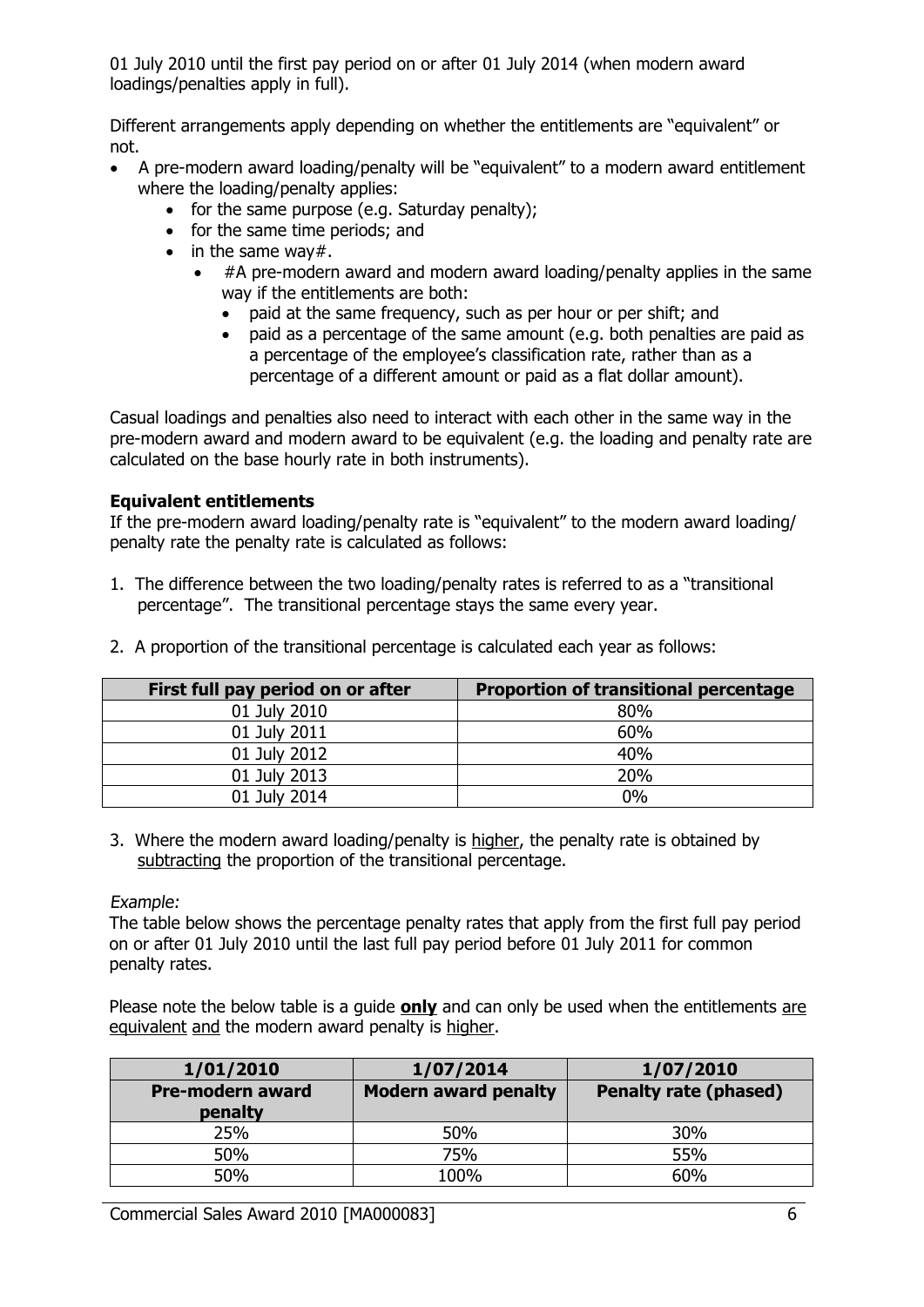01 July 2010 until the first pay period on or after 01 July 2014 (when modern award loadings/penalties apply in full).

Different arrangements apply depending on whether the entitlements are "equivalent" or not.

- A pre-modern award loading/penalty will be "equivalent" to a modern award entitlement where the loading/penalty applies:
  - for the same purpose (e.g. Saturday penalty);
  - for the same time periods; and
  - in the same way#.
    - #A pre-modern award and modern award loading/penalty applies in the same way if the entitlements are both:
      - paid at the same frequency, such as per hour or per shift; and
      - paid as a percentage of the same amount (e.g. both penalties are paid as a percentage of the employee's classification rate, rather than as a percentage of a different amount or paid as a flat dollar amount).

Casual loadings and penalties also need to interact with each other in the same way in the pre-modern award and modern award to be equivalent (e.g. the loading and penalty rate are calculated on the base hourly rate in both instruments).

**Equivalent entitlements**

If the pre-modern award loading/penalty rate is "equivalent" to the modern award loading/ penalty rate the penalty rate is calculated as follows:

1. The difference between the two loading/penalty rates is referred to as a "transitional percentage". The transitional percentage stays the same every year.

2. A proportion of the transitional percentage is calculated each year as follows:

| First full pay period on or after | Proportion of transitional percentage |
|---|---|
| 01 July 2010 | 80% |
| 01 July 2011 | 60% |
| 01 July 2012 | 40% |
| 01 July 2013 | 20% |
| 01 July 2014 | 0% |

3. Where the modern award loading/penalty is higher, the penalty rate is obtained by subtracting the proportion of the transitional percentage.

*Example:*

The table below shows the percentage penalty rates that apply from the first full pay period on or after 01 July 2010 until the last full pay period before 01 July 2011 for common penalty rates.

Please note the below table is a guide **only** and can only be used when the entitlements are equivalent and the modern award penalty is higher.

| 1/01/2010 | 1/07/2014 | 1/07/2010 |
|---|---|---|
| **Pre-modern award penalty** | **Modern award penalty** | **Penalty rate (phased)** |
| 25% | 50% | 30% |
| 50% | 75% | 55% |
| 50% | 100% | 60% |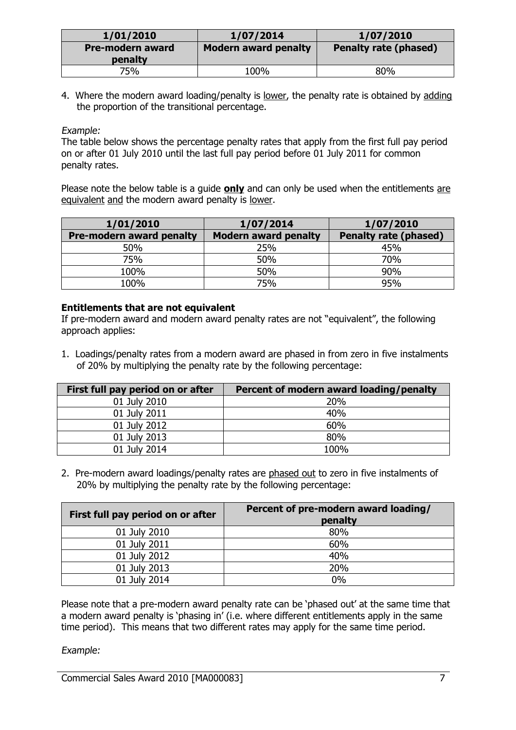| 1/01/2010 | 1/07/2014 | 1/07/2010 |
| --- | --- | --- |
| **Pre-modern award penalty** | **Modern award penalty** | **Penalty rate (phased)** |
| 75% | 100% | 80% |

4. Where the modern award loading/penalty is lower, the penalty rate is obtained by adding the proportion of the transitional percentage.

*Example:*

The table below shows the percentage penalty rates that apply from the first full pay period on or after 01 July 2010 until the last full pay period before 01 July 2011 for common penalty rates.

Please note the below table is a guide **only** and can only be used when the entitlements are equivalent and the modern award penalty is lower.

| 1/01/2010 | 1/07/2014 | 1/07/2010 |
| --- | --- | --- |
| **Pre-modern award penalty** | **Modern award penalty** | **Penalty rate (phased)** |
| 50% | 25% | 45% |
| 75% | 50% | 70% |
| 100% | 50% | 90% |
| 100% | 75% | 95% |

**Entitlements that are not equivalent**

If pre-modern award and modern award penalty rates are not "equivalent", the following approach applies:

1. Loadings/penalty rates from a modern award are phased in from zero in five instalments of 20% by multiplying the penalty rate by the following percentage:

| First full pay period on or after | Percent of modern award loading/penalty |
| --- | --- |
| 01 July 2010 | 20% |
| 01 July 2011 | 40% |
| 01 July 2012 | 60% |
| 01 July 2013 | 80% |
| 01 July 2014 | 100% |

2. Pre-modern award loadings/penalty rates are phased out to zero in five instalments of 20% by multiplying the penalty rate by the following percentage:

| First full pay period on or after | Percent of pre-modern award loading/ penalty |
| --- | --- |
| 01 July 2010 | 80% |
| 01 July 2011 | 60% |
| 01 July 2012 | 40% |
| 01 July 2013 | 20% |
| 01 July 2014 | 0% |

Please note that a pre-modern award penalty rate can be 'phased out' at the same time that a modern award penalty is 'phasing in' (i.e. where different entitlements apply in the same time period). This means that two different rates may apply for the same time period.

*Example:*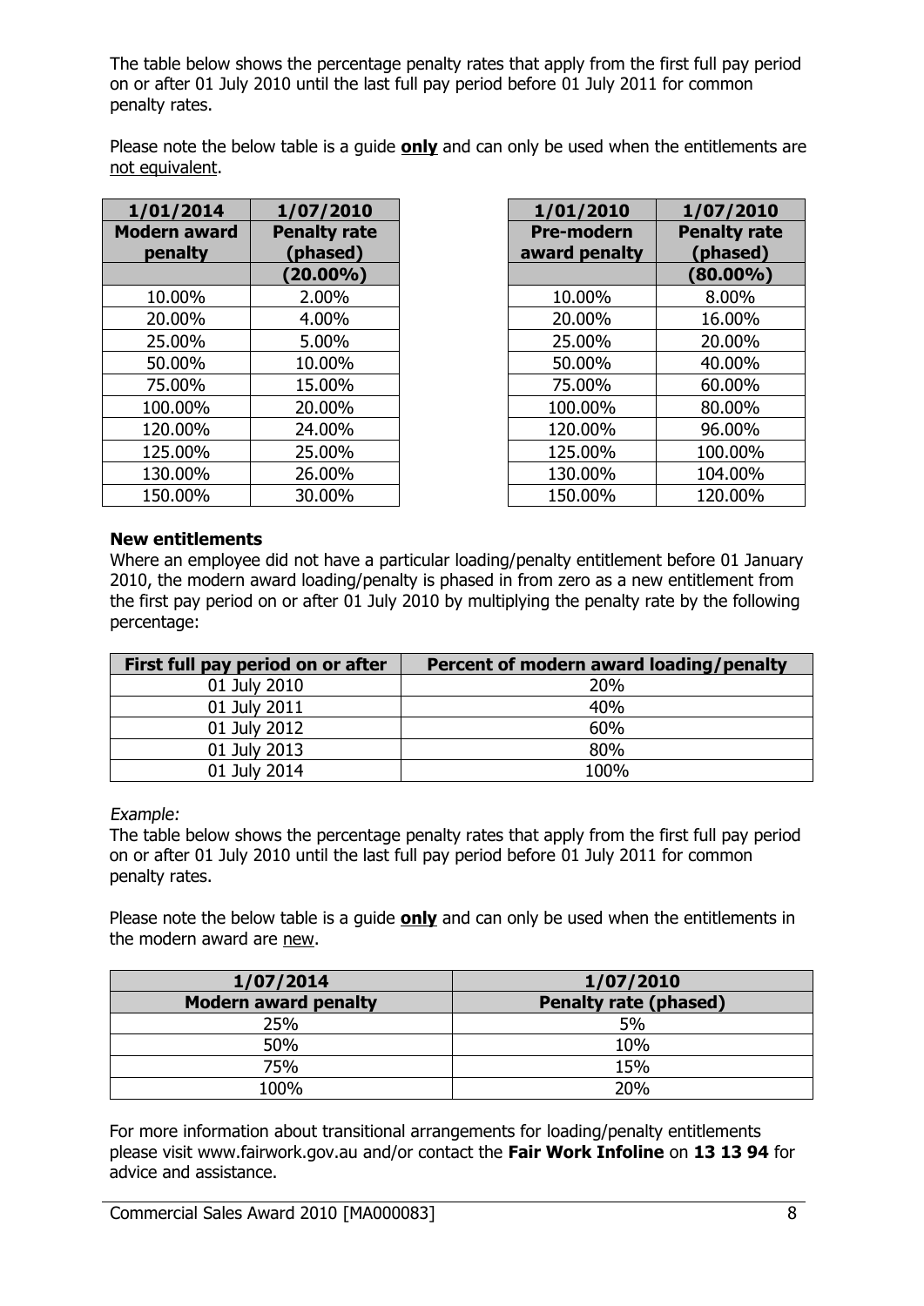The table below shows the percentage penalty rates that apply from the first full pay period on or after 01 July 2010 until the last full pay period before 01 July 2011 for common penalty rates.

Please note the below table is a guide **only** and can only be used when the entitlements are not equivalent.

| 1/01/2014 Modern award penalty | 1/07/2010 Penalty rate (phased) (20.00%) |
|---|---|
| 10.00% | 2.00% |
| 20.00% | 4.00% |
| 25.00% | 5.00% |
| 50.00% | 10.00% |
| 75.00% | 15.00% |
| 100.00% | 20.00% |
| 120.00% | 24.00% |
| 125.00% | 25.00% |
| 130.00% | 26.00% |
| 150.00% | 30.00% |

| 1/01/2010 Pre-modern award penalty | 1/07/2010 Penalty rate (phased) (80.00%) |
|---|---|
| 10.00% | 8.00% |
| 20.00% | 16.00% |
| 25.00% | 20.00% |
| 50.00% | 40.00% |
| 75.00% | 60.00% |
| 100.00% | 80.00% |
| 120.00% | 96.00% |
| 125.00% | 100.00% |
| 130.00% | 104.00% |
| 150.00% | 120.00% |

**New entitlements**

Where an employee did not have a particular loading/penalty entitlement before 01 January 2010, the modern award loading/penalty is phased in from zero as a new entitlement from the first pay period on or after 01 July 2010 by multiplying the penalty rate by the following percentage:

| First full pay period on or after | Percent of modern award loading/penalty |
|---|---|
| 01 July 2010 | 20% |
| 01 July 2011 | 40% |
| 01 July 2012 | 60% |
| 01 July 2013 | 80% |
| 01 July 2014 | 100% |

*Example:*

The table below shows the percentage penalty rates that apply from the first full pay period on or after 01 July 2010 until the last full pay period before 01 July 2011 for common penalty rates.

Please note the below table is a guide **only** and can only be used when the entitlements in the modern award are new.

| 1/07/2014 Modern award penalty | 1/07/2010 Penalty rate (phased) |
|---|---|
| 25% | 5% |
| 50% | 10% |
| 75% | 15% |
| 100% | 20% |

For more information about transitional arrangements for loading/penalty entitlements please visit www.fairwork.gov.au and/or contact the **Fair Work Infoline** on **13 13 94** for advice and assistance.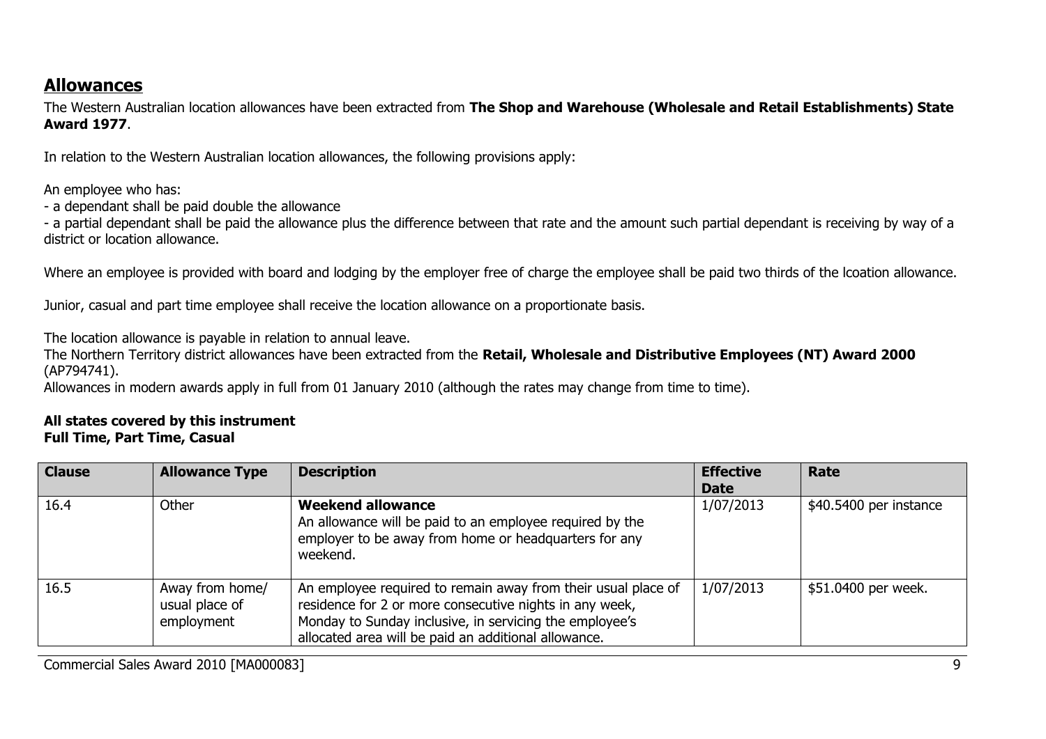## Allowances

The Western Australian location allowances have been extracted from **The Shop and Warehouse (Wholesale and Retail Establishments) State Award 1977**.

In relation to the Western Australian location allowances, the following provisions apply:

An employee who has:

- a dependant shall be paid double the allowance
- a partial dependant shall be paid the allowance plus the difference between that rate and the amount such partial dependant is receiving by way of a district or location allowance.

Where an employee is provided with board and lodging by the employer free of charge the employee shall be paid two thirds of the lcoation allowance.

Junior, casual and part time employee shall receive the location allowance on a proportionate basis.

The location allowance is payable in relation to annual leave.
The Northern Territory district allowances have been extracted from the **Retail, Wholesale and Distributive Employees (NT) Award 2000** (AP794741).
Allowances in modern awards apply in full from 01 January 2010 (although the rates may change from time to time).

**All states covered by this instrument**
**Full Time, Part Time, Casual**

| Clause | Allowance Type | Description | Effective Date | Rate |
|---|---|---|---|---|
| 16.4 | Other | **Weekend allowance** An allowance will be paid to an employee required by the employer to be away from home or headquarters for any weekend. | 1/07/2013 | $40.5400 per instance |
| 16.5 | Away from home/ usual place of employment | An employee required to remain away from their usual place of residence for 2 or more consecutive nights in any week, Monday to Sunday inclusive, in servicing the employee's allocated area will be paid an additional allowance. | 1/07/2013 | $51.0400 per week. |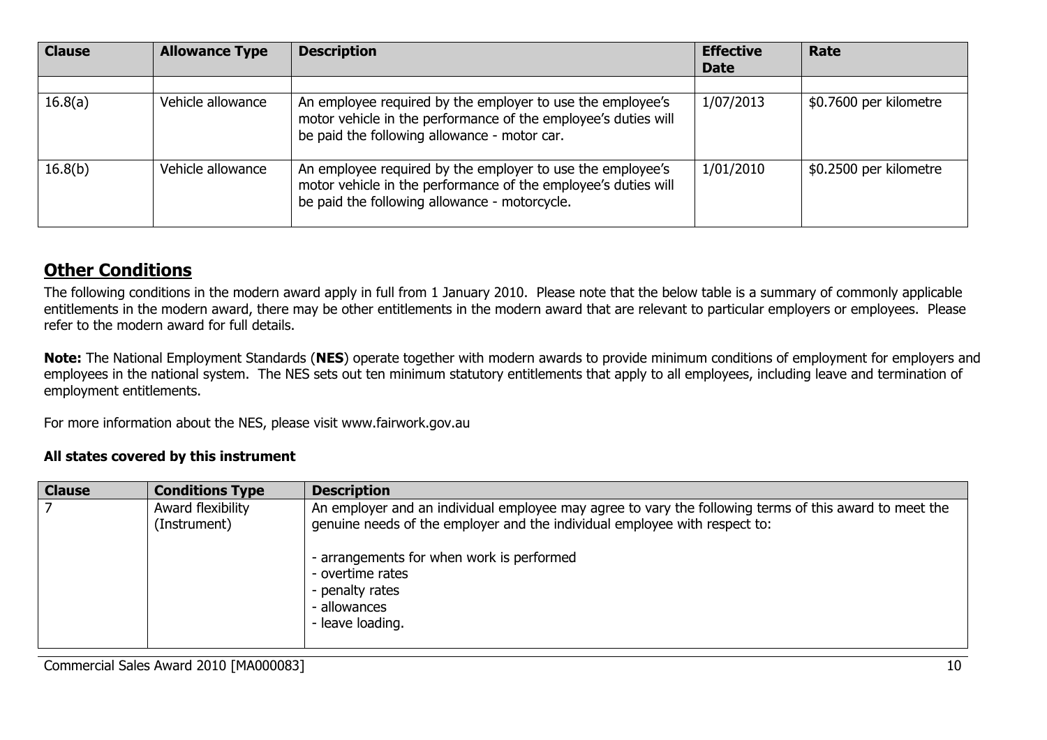| Clause | Allowance Type | Description | Effective Date | Rate |
|---|---|---|---|---|
| | | | | |
| 16.8(a) | Vehicle allowance | An employee required by the employer to use the employee's motor vehicle in the performance of the employee's duties will be paid the following allowance - motor car. | 1/07/2013 | $0.7600 per kilometre |
| 16.8(b) | Vehicle allowance | An employee required by the employer to use the employee's motor vehicle in the performance of the employee's duties will be paid the following allowance - motorcycle. | 1/01/2010 | $0.2500 per kilometre |

## Other Conditions

The following conditions in the modern award apply in full from 1 January 2010. Please note that the below table is a summary of commonly applicable entitlements in the modern award, there may be other entitlements in the modern award that are relevant to particular employers or employees. Please refer to the modern award for full details.

**Note:** The National Employment Standards (**NES**) operate together with modern awards to provide minimum conditions of employment for employers and employees in the national system. The NES sets out ten minimum statutory entitlements that apply to all employees, including leave and termination of employment entitlements.

For more information about the NES, please visit www.fairwork.gov.au

**All states covered by this instrument**

| Clause | Conditions Type | Description |
|---|---|---|
| 7 | Award flexibility (Instrument) | An employer and an individual employee may agree to vary the following terms of this award to meet the genuine needs of the employer and the individual employee with respect to:<br><br>- arrangements for when work is performed<br>- overtime rates<br>- penalty rates<br>- allowances<br>- leave loading. |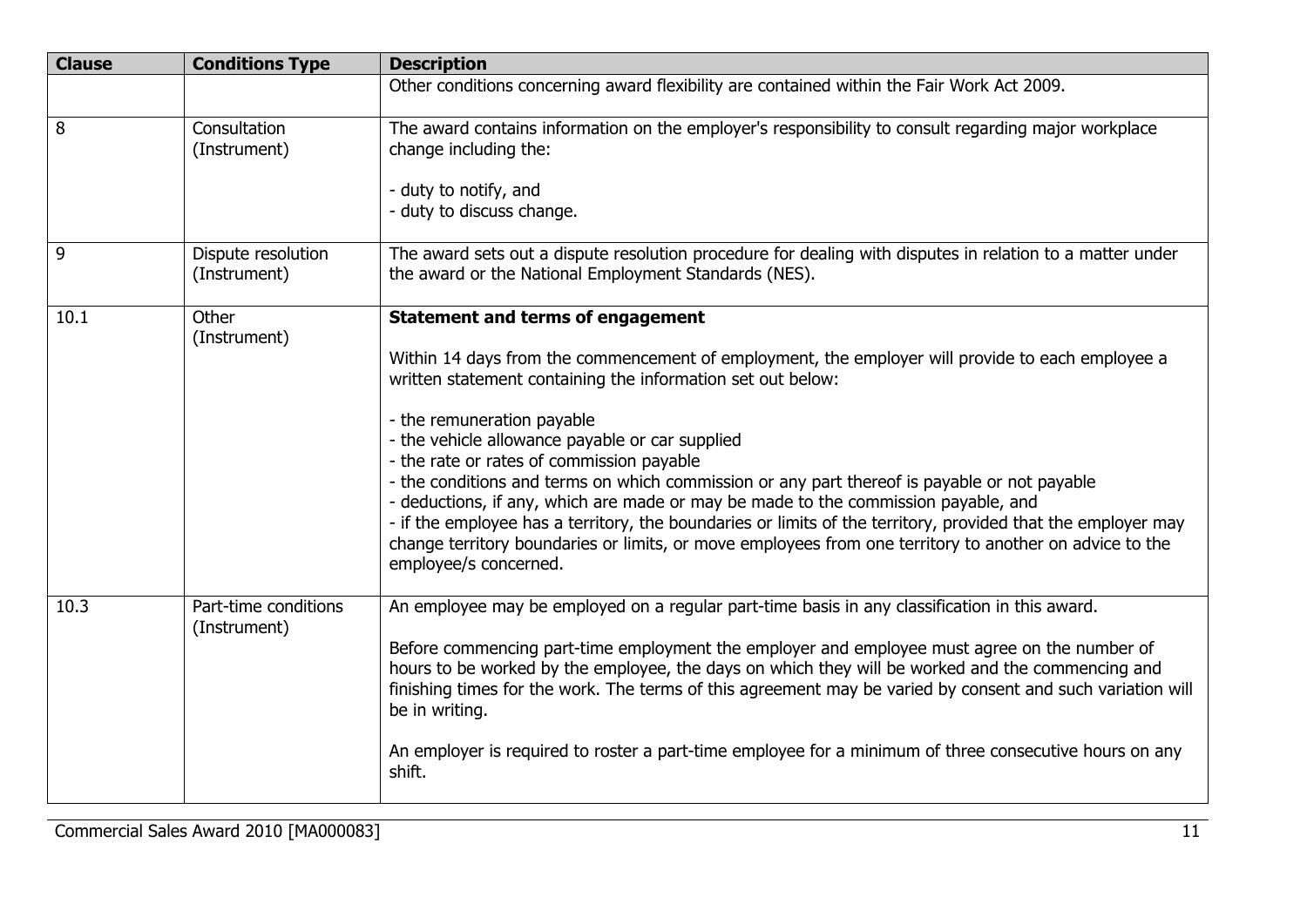| Clause | Conditions Type | Description |
|---|---|---|
| | | Other conditions concerning award flexibility are contained within the Fair Work Act 2009. |
| 8 | Consultation (Instrument) | The award contains information on the employer's responsibility to consult regarding major workplace change including the:<br><br>- duty to notify, and<br>- duty to discuss change. |
| 9 | Dispute resolution (Instrument) | The award sets out a dispute resolution procedure for dealing with disputes in relation to a matter under the award or the National Employment Standards (NES). |
| 10.1 | Other (Instrument) | **Statement and terms of engagement**<br><br>Within 14 days from the commencement of employment, the employer will provide to each employee a written statement containing the information set out below:<br><br>- the remuneration payable<br>- the vehicle allowance payable or car supplied<br>- the rate or rates of commission payable<br>- the conditions and terms on which commission or any part thereof is payable or not payable<br>- deductions, if any, which are made or may be made to the commission payable, and<br>- if the employee has a territory, the boundaries or limits of the territory, provided that the employer may change territory boundaries or limits, or move employees from one territory to another on advice to the employee/s concerned. |
| 10.3 | Part-time conditions (Instrument) | An employee may be employed on a regular part-time basis in any classification in this award.<br><br>Before commencing part-time employment the employer and employee must agree on the number of hours to be worked by the employee, the days on which they will be worked and the commencing and finishing times for the work. The terms of this agreement may be varied by consent and such variation will be in writing.<br><br>An employer is required to roster a part-time employee for a minimum of three consecutive hours on any shift. |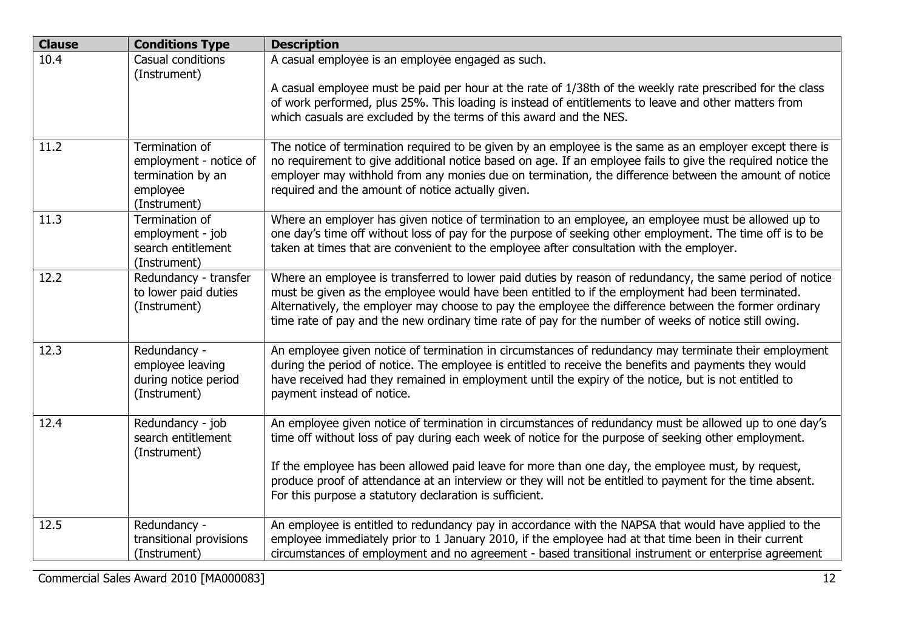| Clause | Conditions Type | Description |
| --- | --- | --- |
| 10.4 | Casual conditions (Instrument) | A casual employee is an employee engaged as such.<br><br>A casual employee must be paid per hour at the rate of 1/38th of the weekly rate prescribed for the class of work performed, plus 25%. This loading is instead of entitlements to leave and other matters from which casuals are excluded by the terms of this award and the NES. |
| 11.2 | Termination of employment - notice of termination by an employee (Instrument) | The notice of termination required to be given by an employee is the same as an employer except there is no requirement to give additional notice based on age. If an employee fails to give the required notice the employer may withhold from any monies due on termination, the difference between the amount of notice required and the amount of notice actually given. |
| 11.3 | Termination of employment - job search entitlement (Instrument) | Where an employer has given notice of termination to an employee, an employee must be allowed up to one day's time off without loss of pay for the purpose of seeking other employment. The time off is to be taken at times that are convenient to the employee after consultation with the employer. |
| 12.2 | Redundancy - transfer to lower paid duties (Instrument) | Where an employee is transferred to lower paid duties by reason of redundancy, the same period of notice must be given as the employee would have been entitled to if the employment had been terminated. Alternatively, the employer may choose to pay the employee the difference between the former ordinary time rate of pay and the new ordinary time rate of pay for the number of weeks of notice still owing. |
| 12.3 | Redundancy - employee leaving during notice period (Instrument) | An employee given notice of termination in circumstances of redundancy may terminate their employment during the period of notice. The employee is entitled to receive the benefits and payments they would have received had they remained in employment until the expiry of the notice, but is not entitled to payment instead of notice. |
| 12.4 | Redundancy - job search entitlement (Instrument) | An employee given notice of termination in circumstances of redundancy must be allowed up to one day's time off without loss of pay during each week of notice for the purpose of seeking other employment.<br><br>If the employee has been allowed paid leave for more than one day, the employee must, by request, produce proof of attendance at an interview or they will not be entitled to payment for the time absent. For this purpose a statutory declaration is sufficient. |
| 12.5 | Redundancy - transitional provisions (Instrument) | An employee is entitled to redundancy pay in accordance with the NAPSA that would have applied to the employee immediately prior to 1 January 2010, if the employee had at that time been in their current circumstances of employment and no agreement - based transitional instrument or enterprise agreement |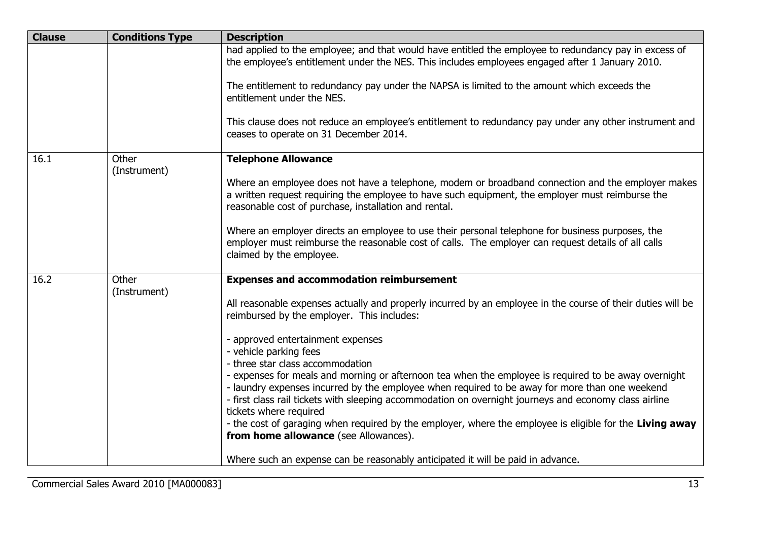| Clause | Conditions Type | Description |
| --- | --- | --- |
| | | had applied to the employee; and that would have entitled the employee to redundancy pay in excess of the employee's entitlement under the NES. This includes employees engaged after 1 January 2010.<br><br>The entitlement to redundancy pay under the NAPSA is limited to the amount which exceeds the entitlement under the NES.<br><br>This clause does not reduce an employee's entitlement to redundancy pay under any other instrument and ceases to operate on 31 December 2014. |
| 16.1 | Other (Instrument) | **Telephone Allowance**<br><br>Where an employee does not have a telephone, modem or broadband connection and the employer makes a written request requiring the employee to have such equipment, the employer must reimburse the reasonable cost of purchase, installation and rental.<br><br>Where an employer directs an employee to use their personal telephone for business purposes, the employer must reimburse the reasonable cost of calls. The employer can request details of all calls claimed by the employee. |
| 16.2 | Other (Instrument) | **Expenses and accommodation reimbursement**<br><br>All reasonable expenses actually and properly incurred by an employee in the course of their duties will be reimbursed by the employer. This includes:<br><br>- approved entertainment expenses<br>- vehicle parking fees<br>- three star class accommodation<br>- expenses for meals and morning or afternoon tea when the employee is required to be away overnight<br>- laundry expenses incurred by the employee when required to be away for more than one weekend<br>- first class rail tickets with sleeping accommodation on overnight journeys and economy class airline tickets where required<br>- the cost of garaging when required by the employer, where the employee is eligible for the **Living away from home allowance** (see Allowances).<br><br>Where such an expense can be reasonably anticipated it will be paid in advance. |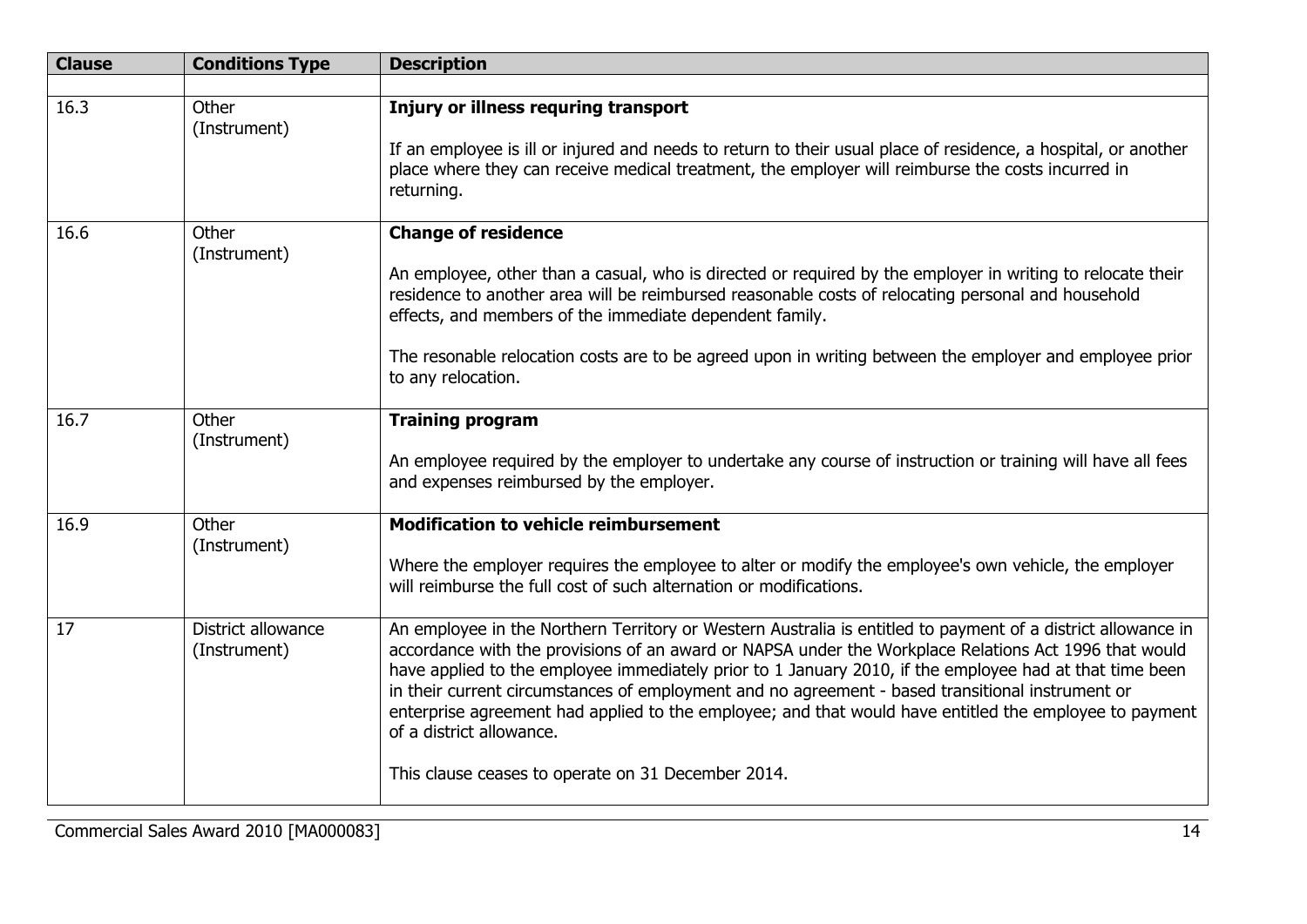| Clause | Conditions Type | Description |
|---|---|---|
| | | |
| 16.3 | Other (Instrument) | **Injury or illness requring transport**<br><br>If an employee is ill or injured and needs to return to their usual place of residence, a hospital, or another place where they can receive medical treatment, the employer will reimburse the costs incurred in returning. |
| 16.6 | Other (Instrument) | **Change of residence**<br><br>An employee, other than a casual, who is directed or required by the employer in writing to relocate their residence to another area will be reimbursed reasonable costs of relocating personal and household effects, and members of the immediate dependent family.<br><br>The resonable relocation costs are to be agreed upon in writing between the employer and employee prior to any relocation. |
| 16.7 | Other (Instrument) | **Training program**<br><br>An employee required by the employer to undertake any course of instruction or training will have all fees and expenses reimbursed by the employer. |
| 16.9 | Other (Instrument) | **Modification to vehicle reimbursement**<br><br>Where the employer requires the employee to alter or modify the employee's own vehicle, the employer will reimburse the full cost of such alternation or modifications. |
| 17 | District allowance (Instrument) | An employee in the Northern Territory or Western Australia is entitled to payment of a district allowance in accordance with the provisions of an award or NAPSA under the Workplace Relations Act 1996 that would have applied to the employee immediately prior to 1 January 2010, if the employee had at that time been in their current circumstances of employment and no agreement - based transitional instrument or enterprise agreement had applied to the employee; and that would have entitled the employee to payment of a district allowance.<br><br>This clause ceases to operate on 31 December 2014. |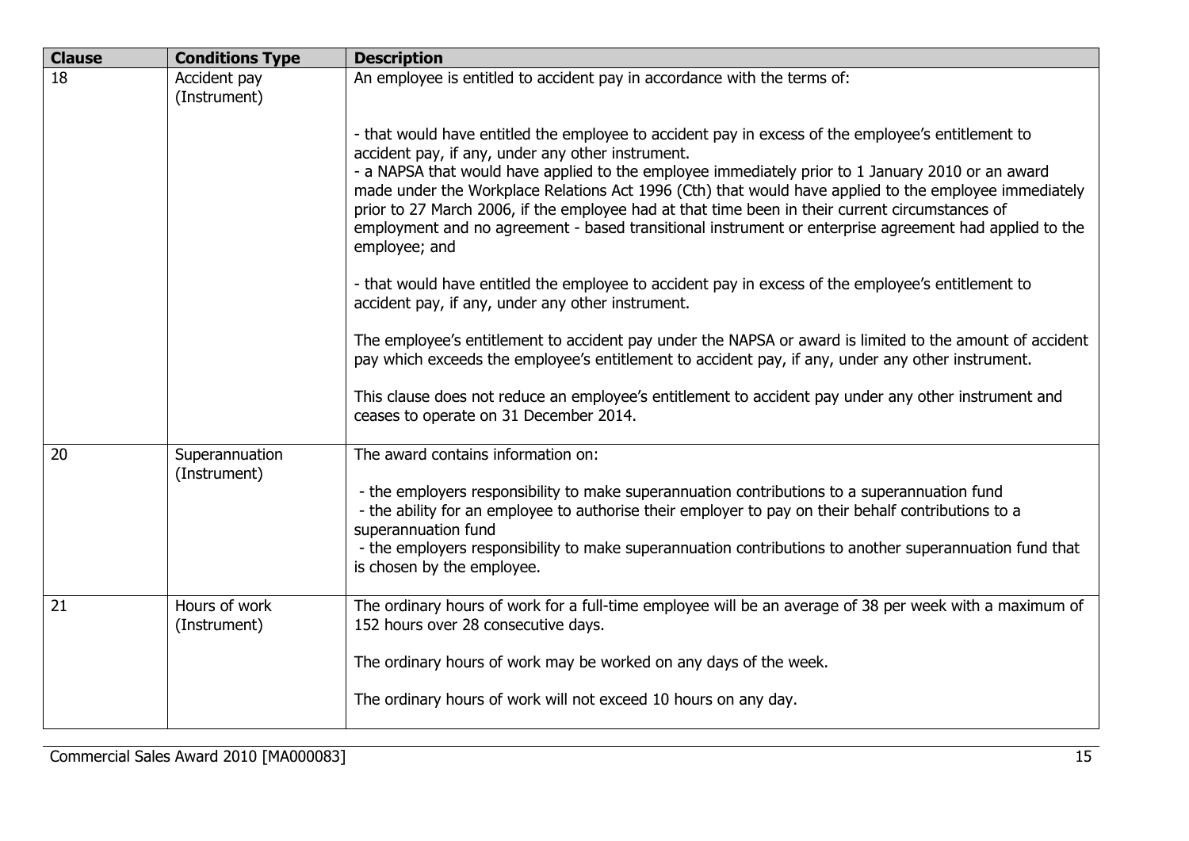| Clause | Conditions Type | Description |
| --- | --- | --- |
| 18 | Accident pay (Instrument) | An employee is entitled to accident pay in accordance with the terms of:<br><br>- that would have entitled the employee to accident pay in excess of the employee's entitlement to accident pay, if any, under any other instrument.<br>- a NAPSA that would have applied to the employee immediately prior to 1 January 2010 or an award made under the Workplace Relations Act 1996 (Cth) that would have applied to the employee immediately prior to 27 March 2006, if the employee had at that time been in their current circumstances of employment and no agreement - based transitional instrument or enterprise agreement had applied to the employee; and<br><br>- that would have entitled the employee to accident pay in excess of the employee's entitlement to accident pay, if any, under any other instrument.<br><br>The employee's entitlement to accident pay under the NAPSA or award is limited to the amount of accident pay which exceeds the employee's entitlement to accident pay, if any, under any other instrument.<br><br>This clause does not reduce an employee's entitlement to accident pay under any other instrument and ceases to operate on 31 December 2014. |
| 20 | Superannuation (Instrument) | The award contains information on:<br><br>- the employers responsibility to make superannuation contributions to a superannuation fund<br>- the ability for an employee to authorise their employer to pay on their behalf contributions to a superannuation fund<br>- the employers responsibility to make superannuation contributions to another superannuation fund that is chosen by the employee. |
| 21 | Hours of work (Instrument) | The ordinary hours of work for a full-time employee will be an average of 38 per week with a maximum of 152 hours over 28 consecutive days.<br><br>The ordinary hours of work may be worked on any days of the week.<br><br>The ordinary hours of work will not exceed 10 hours on any day. |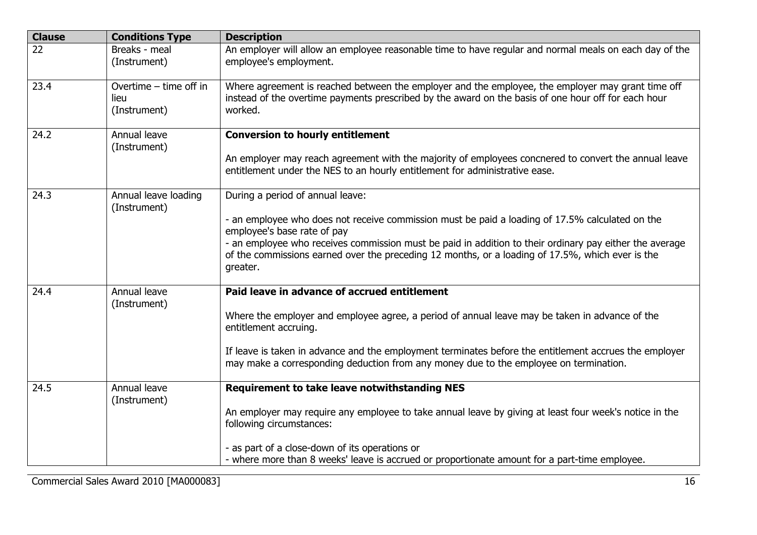| Clause | Conditions Type | Description |
|---|---|---|
| 22 | Breaks - meal (Instrument) | An employer will allow an employee reasonable time to have regular and normal meals on each day of the employee's employment. |
| 23.4 | Overtime – time off in lieu (Instrument) | Where agreement is reached between the employer and the employee, the employer may grant time off instead of the overtime payments prescribed by the award on the basis of one hour off for each hour worked. |
| 24.2 | Annual leave (Instrument) | **Conversion to hourly entitlement**<br><br>An employer may reach agreement with the majority of employees concnered to convert the annual leave entitlement under the NES to an hourly entitlement for administrative ease. |
| 24.3 | Annual leave loading (Instrument) | During a period of annual leave:<br><br>- an employee who does not receive commission must be paid a loading of 17.5% calculated on the employee's base rate of pay<br>- an employee who receives commission must be paid in addition to their ordinary pay either the average of the commissions earned over the preceding 12 months, or a loading of 17.5%, which ever is the greater. |
| 24.4 | Annual leave (Instrument) | **Paid leave in advance of accrued entitlement**<br><br>Where the employer and employee agree, a period of annual leave may be taken in advance of the entitlement accruing.<br><br>If leave is taken in advance and the employment terminates before the entitlement accrues the employer may make a corresponding deduction from any money due to the employee on termination. |
| 24.5 | Annual leave (Instrument) | **Requirement to take leave notwithstanding NES**<br><br>An employer may require any employee to take annual leave by giving at least four week's notice in the following circumstances:<br><br>- as part of a close-down of its operations or<br>- where more than 8 weeks' leave is accrued or proportionate amount for a part-time employee. |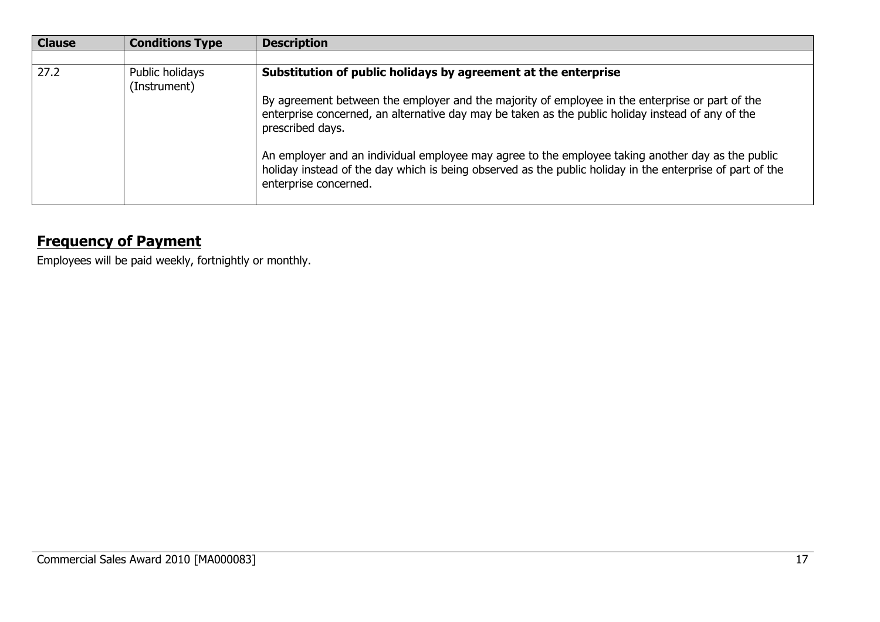| Clause | Conditions Type | Description |
|---|---|---|
| | | |
| 27.2 | Public holidays (Instrument) | **Substitution of public holidays by agreement at the enterprise**<br><br>By agreement between the employer and the majority of employee in the enterprise or part of the enterprise concerned, an alternative day may be taken as the public holiday instead of any of the prescribed days.<br><br>An employer and an individual employee may agree to the employee taking another day as the public holiday instead of the day which is being observed as the public holiday in the enterprise of part of the enterprise concerned. |

## Frequency of Payment

Employees will be paid weekly, fortnightly or monthly.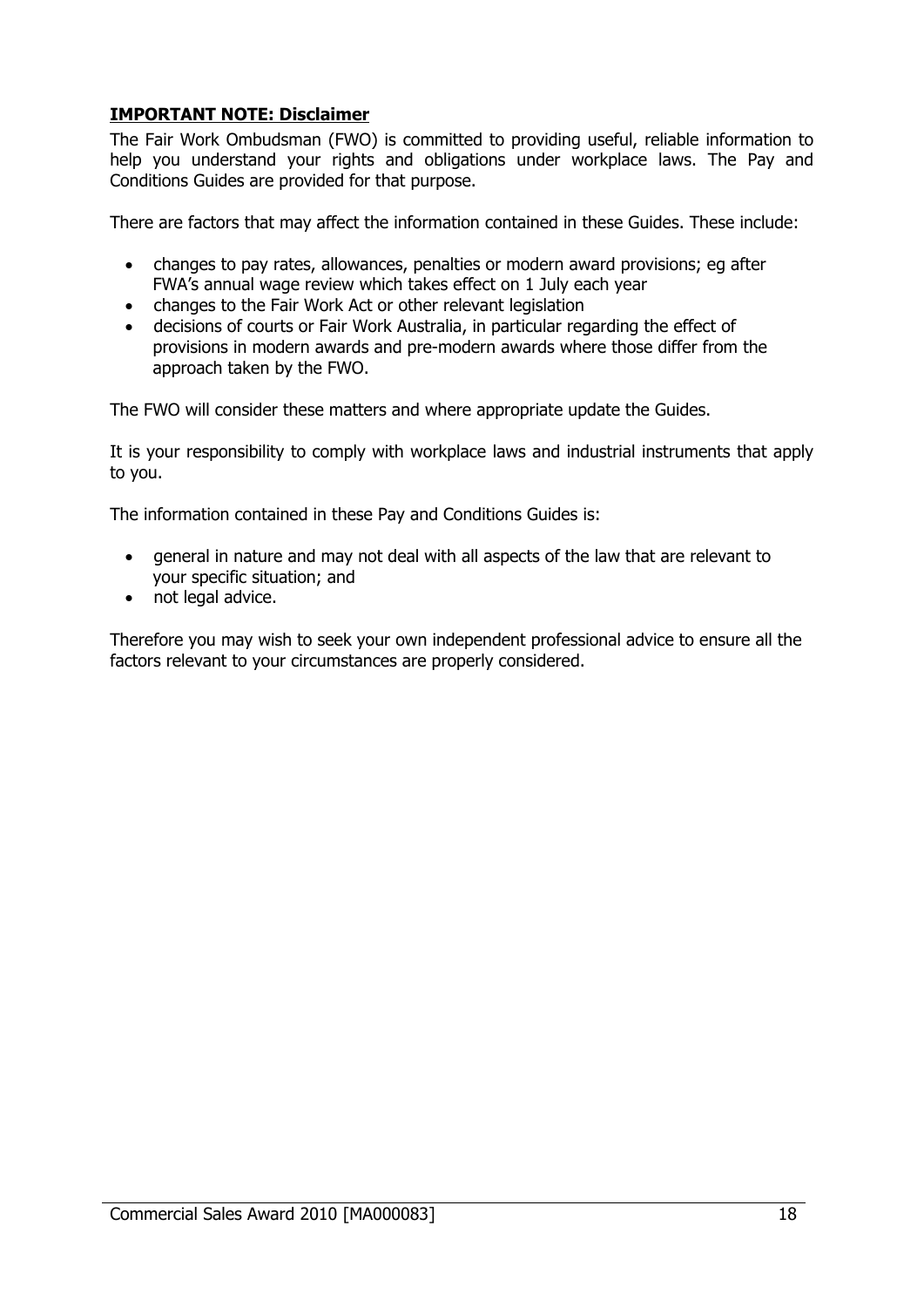**IMPORTANT NOTE: Disclaimer**

The Fair Work Ombudsman (FWO) is committed to providing useful, reliable information to help you understand your rights and obligations under workplace laws. The Pay and Conditions Guides are provided for that purpose.

There are factors that may affect the information contained in these Guides. These include:

- changes to pay rates, allowances, penalties or modern award provisions; eg after FWA's annual wage review which takes effect on 1 July each year
- changes to the Fair Work Act or other relevant legislation
- decisions of courts or Fair Work Australia, in particular regarding the effect of provisions in modern awards and pre-modern awards where those differ from the approach taken by the FWO.

The FWO will consider these matters and where appropriate update the Guides.

It is your responsibility to comply with workplace laws and industrial instruments that apply to you.

The information contained in these Pay and Conditions Guides is:

- general in nature and may not deal with all aspects of the law that are relevant to your specific situation; and
- not legal advice.

Therefore you may wish to seek your own independent professional advice to ensure all the factors relevant to your circumstances are properly considered.